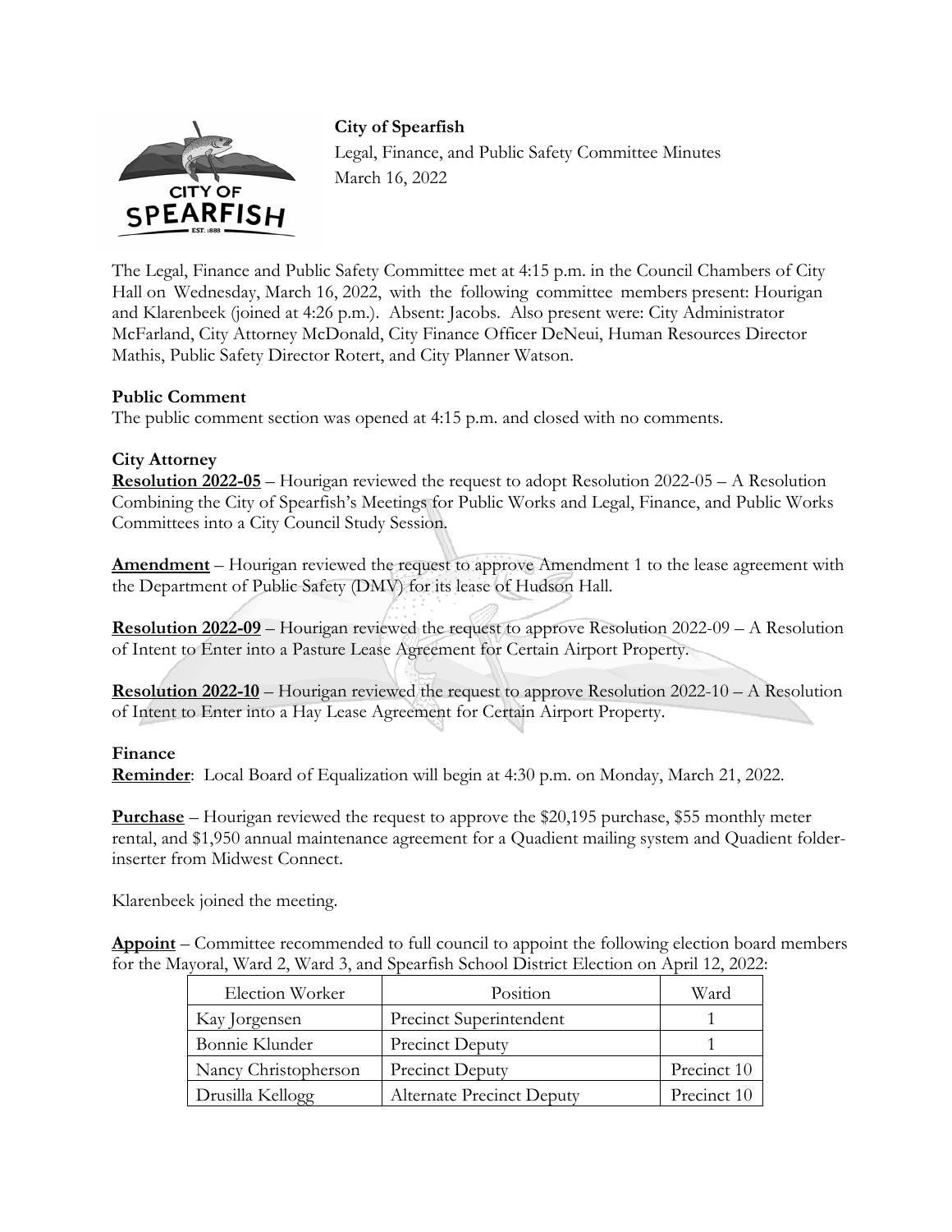**City of Spearfish**

Legal, Finance, and Public Safety Committee Minutes

March 16, 2022

The Legal, Finance and Public Safety Committee met at 4:15 p.m. in the Council Chambers of City Hall on Wednesday, March 16, 2022, with the following committee members present: Hourigan and Klarenbeek (joined at 4:26 p.m.). Absent: Jacobs. Also present were: City Administrator McFarland, City Attorney McDonald, City Finance Officer DeNeui, Human Resources Director Mathis, Public Safety Director Rotert, and City Planner Watson.

**Public Comment**

The public comment section was opened at 4:15 p.m. and closed with no comments.

**City Attorney**

**Resolution 2022-05** – Hourigan reviewed the request to adopt Resolution 2022-05 – A Resolution Combining the City of Spearfish's Meetings for Public Works and Legal, Finance, and Public Works Committees into a City Council Study Session.

**Amendment** – Hourigan reviewed the request to approve Amendment 1 to the lease agreement with the Department of Public Safety (DMV) for its lease of Hudson Hall.

**Resolution 2022-09** – Hourigan reviewed the request to approve Resolution 2022-09 – A Resolution of Intent to Enter into a Pasture Lease Agreement for Certain Airport Property.

**Resolution 2022-10** – Hourigan reviewed the request to approve Resolution 2022-10 – A Resolution of Intent to Enter into a Hay Lease Agreement for Certain Airport Property.

**Finance**

**Reminder**: Local Board of Equalization will begin at 4:30 p.m. on Monday, March 21, 2022.

**Purchase** – Hourigan reviewed the request to approve the $20,195 purchase, $55 monthly meter rental, and $1,950 annual maintenance agreement for a Quadient mailing system and Quadient folder-inserter from Midwest Connect.

Klarenbeek joined the meeting.

**Appoint** – Committee recommended to full council to appoint the following election board members for the Mayoral, Ward 2, Ward 3, and Spearfish School District Election on April 12, 2022:

| Election Worker | Position | Ward |
|---|---|---|
| Kay Jorgensen | Precinct Superintendent | 1 |
| Bonnie Klunder | Precinct Deputy | 1 |
| Nancy Christopherson | Precinct Deputy | Precinct 10 |
| Drusilla Kellogg | Alternate Precinct Deputy | Precinct 10 |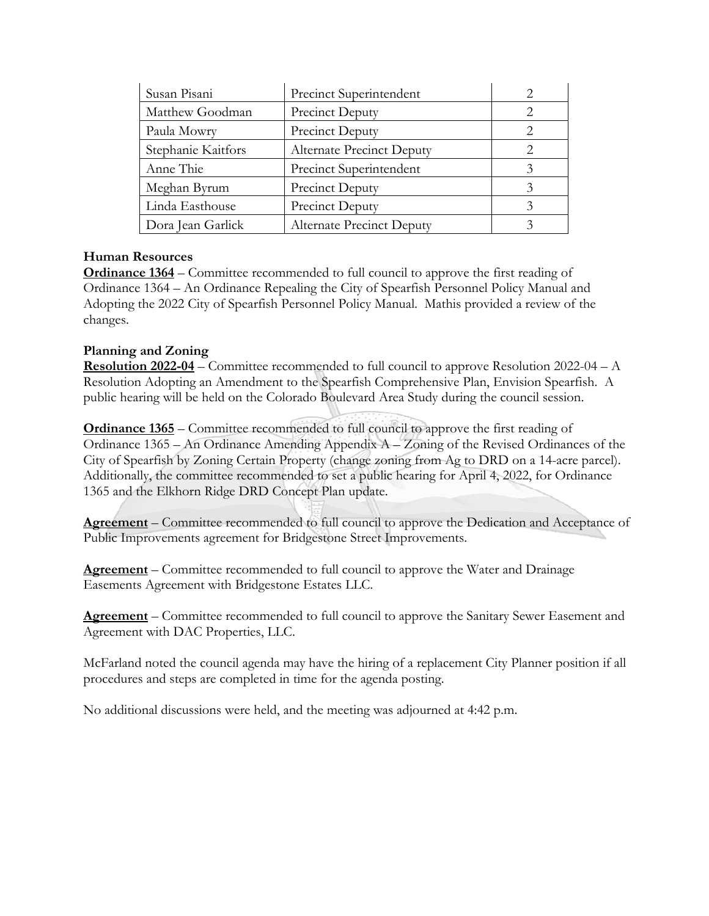| | | |
|---|---|---|
| Susan Pisani | Precinct Superintendent | 2 |
| Matthew Goodman | Precinct Deputy | 2 |
| Paula Mowry | Precinct Deputy | 2 |
| Stephanie Kaitfors | Alternate Precinct Deputy | 2 |
| Anne Thie | Precinct Superintendent | 3 |
| Meghan Byrum | Precinct Deputy | 3 |
| Linda Easthouse | Precinct Deputy | 3 |
| Dora Jean Garlick | Alternate Precinct Deputy | 3 |

**Human Resources**

**Ordinance 1364** – Committee recommended to full council to approve the first reading of Ordinance 1364 – An Ordinance Repealing the City of Spearfish Personnel Policy Manual and Adopting the 2022 City of Spearfish Personnel Policy Manual. Mathis provided a review of the changes.

**Planning and Zoning**

**Resolution 2022-04** – Committee recommended to full council to approve Resolution 2022-04 – A Resolution Adopting an Amendment to the Spearfish Comprehensive Plan, Envision Spearfish. A public hearing will be held on the Colorado Boulevard Area Study during the council session.

**Ordinance 1365** – Committee recommended to full council to approve the first reading of Ordinance 1365 – An Ordinance Amending Appendix A – Zoning of the Revised Ordinances of the City of Spearfish by Zoning Certain Property (change zoning from Ag to DRD on a 14-acre parcel). Additionally, the committee recommended to set a public hearing for April 4, 2022, for Ordinance 1365 and the Elkhorn Ridge DRD Concept Plan update.

**Agreement** – Committee recommended to full council to approve the Dedication and Acceptance of Public Improvements agreement for Bridgestone Street Improvements.

**Agreement** – Committee recommended to full council to approve the Water and Drainage Easements Agreement with Bridgestone Estates LLC.

**Agreement** – Committee recommended to full council to approve the Sanitary Sewer Easement and Agreement with DAC Properties, LLC.

McFarland noted the council agenda may have the hiring of a replacement City Planner position if all procedures and steps are completed in time for the agenda posting.

No additional discussions were held, and the meeting was adjourned at 4:42 p.m.